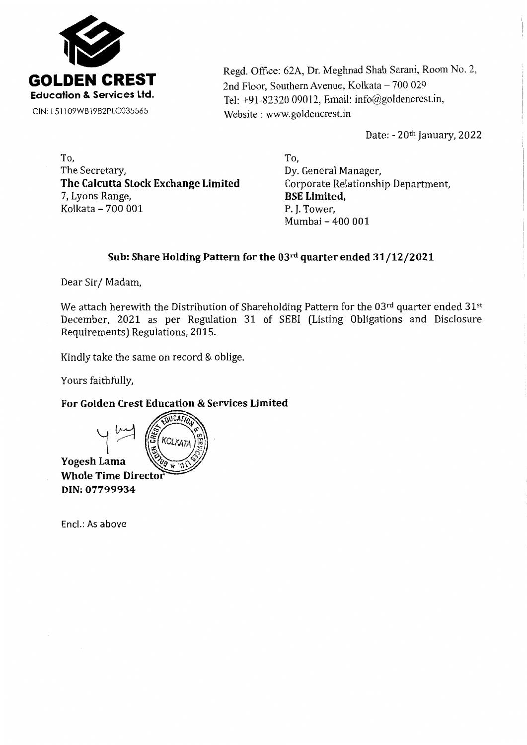**GOLDEN CREST**
**Education & Services Ltd.**
CIN: L51109WB1982PLC035565

Regd. Office: 62A, Dr. Meghnad Shah Sarani, Room No. 2,
2nd Floor, Southern Avenue, Kolkata – 700 029
Tel: +91-82320 09012, Email: info@goldencrest.in,
Website : www.goldencrest.in

Date: - 20th January, 2022

To,
The Secretary,
**The Calcutta Stock Exchange Limited**
7, Lyons Range,
Kolkata – 700 001

To,
Dy. General Manager,
Corporate Relationship Department,
**BSE Limited,**
P. J. Tower,
Mumbai – 400 001

**Sub: Share Holding Pattern for the 03rd quarter ended 31/12/2021**

Dear Sir/ Madam,

We attach herewith the Distribution of Shareholding Pattern for the 03rd quarter ended 31st December, 2021 as per Regulation 31 of SEBI (Listing Obligations and Disclosure Requirements) Regulations, 2015.

Kindly take the same on record & oblige.

Yours faithfully,

**For Golden Crest Education & Services Limited**

**Yogesh Lama**
**Whole Time Director**
**DIN: 07799934**

Encl.: As above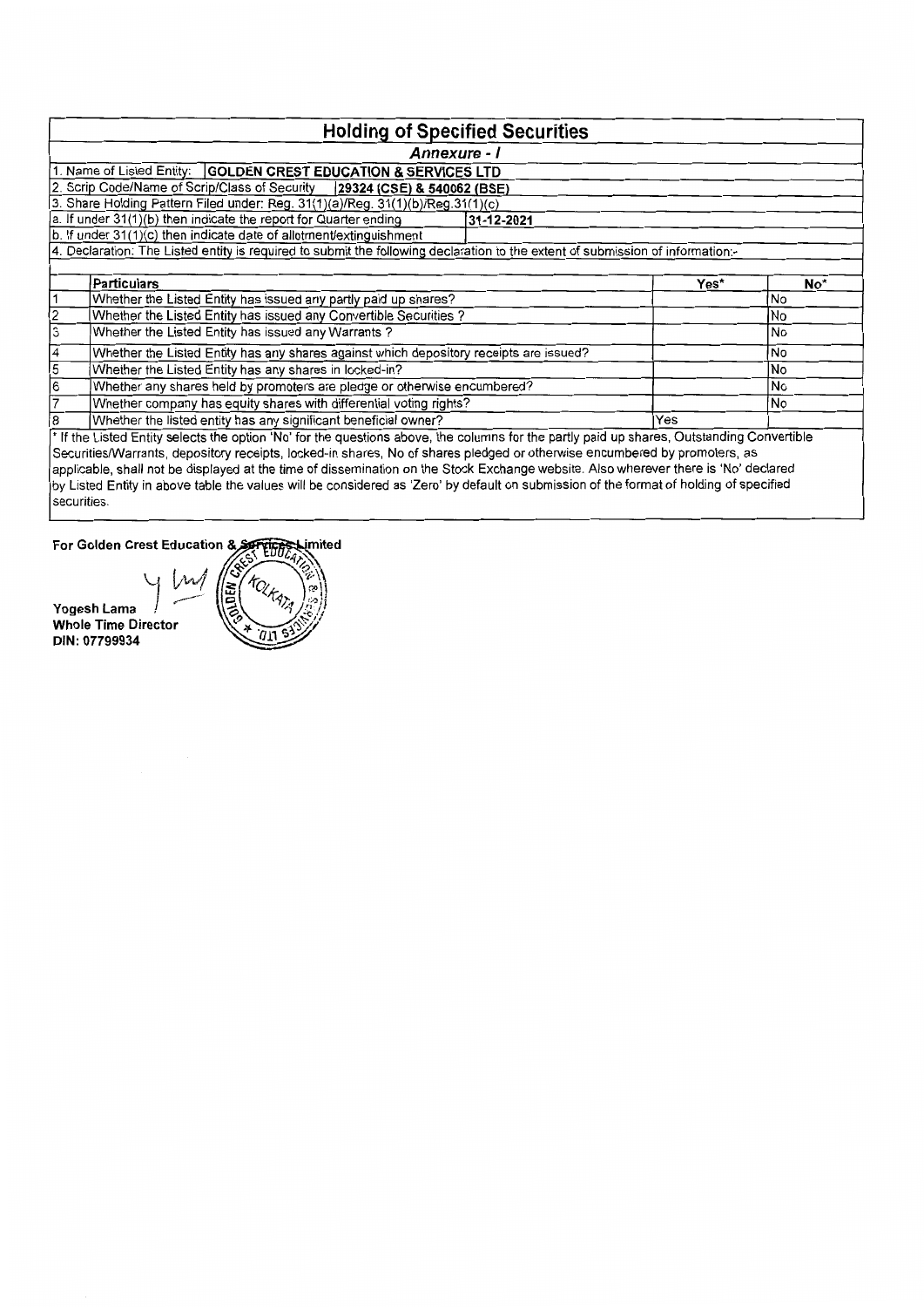# Holding of Specified Securities

## *Annexure - I*

1. Name of Listed Entity: **GOLDEN CREST EDUCATION & SERVICES LTD**
2. Scrip Code/Name of Scrip/Class of Security **29324 (CSE) & 540062 (BSE)**
3. Share Holding Pattern Filed under: Reg. 31(1)(a)/Reg. 31(1)(b)/Reg.31(1)(c)

a. If under 31(1)(b) then indicate the report for Quarter ending **31-12-2021**

b. If under 31(1)(c) then indicate date of allotment/extinguishment

4. Declaration: The Listed entity is required to submit the following declaration to the extent of submission of information:-

| | Particulars | Yes* | No* |
|---|---|---|---|
| 1 | Whether the Listed Entity has issued any partly paid up shares? | | No |
| 2 | Whether the Listed Entity has issued any Convertible Securities ? | | No |
| 3 | Whether the Listed Entity has issued any Warrants ? | | No |
| 4 | Whether the Listed Entity has any shares against which depository receipts are issued? | | No |
| 5 | Whether the Listed Entity has any shares in locked-in? | | No |
| 6 | Whether any shares held by promoters are pledge or otherwise encumbered? | | No |
| 7 | Whether company has equity shares with differential voting rights? | | No |
| 8 | Whether the listed entity has any significant beneficial owner? | Yes | |

* If the Listed Entity selects the option 'No' for the questions above, the columns for the partly paid up shares, Outstanding Convertible Securities/Warrants, depository receipts, locked-in shares, No of shares pledged or otherwise encumbered by promoters, as applicable, shall not be displayed at the time of dissemination on the Stock Exchange website. Also wherever there is 'No' declared by Listed Entity in above table the values will be considered as 'Zero' by default on submission of the format of holding of specified securities.

**For Golden Crest Education & Services Limited**

**Yogesh Lama**
**Whole Time Director**
**DIN: 07799934**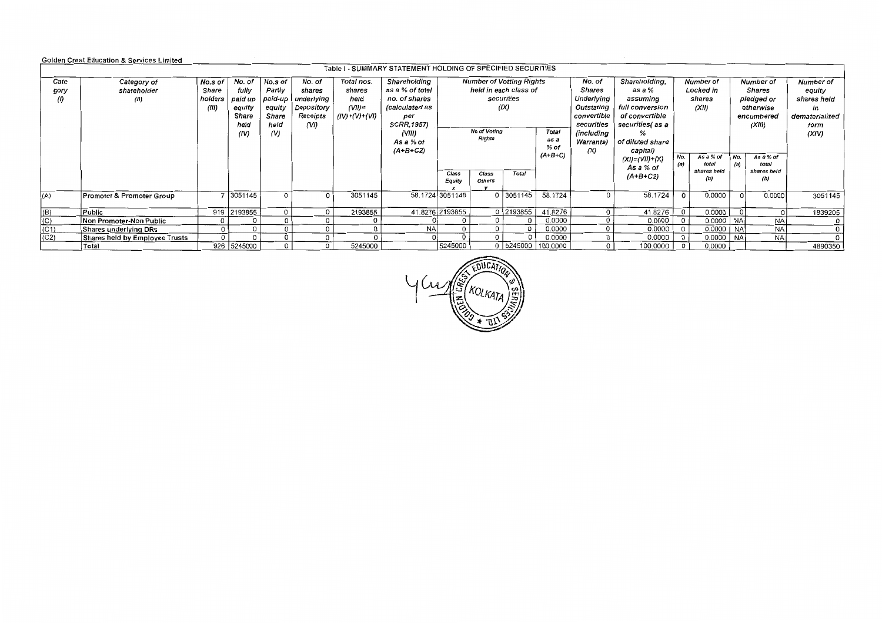Golden Crest Education & Services Limited

Table I - SUMMARY STATEMENT HOLDING OF SPECIFIED SECURITIES

| Category (I) | Category of shareholder (II) | No.s of Share holders (III) | No. of fully paid up equity Share held (IV) | No.s of Partly paid-up equity Share held (V) | No. of shares underlying Depository Receipts (VI) | Total nos. shares held (VII)= (IV)+(V)+(VI) | Shareholding as a % of total no. of shares (calculated as per SCRR,1957) (VIII) As a % of (A+B+C2) | Number of Votting Rights held in each class of securities (IX) | | | | No. of Shares Underlying Outstating convertible securities (including Warrants) (X) | Shareholding, as a % assuming full conversion of convertible securities( as a % of diluted share capital) (XI)=(VII)+(X) As a % of (A+B+C2) | Number of Locked in shares (XII) | | Number of Shares pledged or otherwise encumbered (XIII) | | Number of equity shares held in dematerialized form (XIV) |
|---|---|---|---|---|---|---|---|---|---|---|---|---|---|---|---|---|---|---|
| | | | | | | | | No of Voting Rights | | | Total as a % of (A+B+C) | | | No. (a) | As a % of total shares held (b) | No. (a) | As a % of total shares held (b) | |
| | | | | | | | | Class Equity x | Class Others y | Total | | | | | | | | |
| (A) | Promoter & Promoter Group | 7 | 3051145 | 0 | 0 | 3051145 | 58.1724 | 3051145 | 0 | 3051145 | 58.1724 | 0 | 58.1724 | 0 | 0.0000 | 0 | 0.0000 | 3051145 |
| (B) | Public | 919 | 2193855 | 0 | 0 | 2193855 | 41.8276 | 2193855 | 0 | 2193855 | 41.8276 | 0 | 41.8276 | 0 | 0.0000 | 0 | 0 | 1839205 |
| (C) | Non Promoter-Non Public | 0 | 0 | 0 | 0 | 0 | 0 | 0 | 0 | 0 | 0.0000 | 0 | 0.0000 | 0 | 0.0000 | NA | NA | 0 |
| (C1) | Shares underlying DRs | 0 | 0 | 0 | 0 | 0 | NA | 0 | 0 | 0 | 0.0000 | 0 | 0.0000 | 0 | 0.0000 | NA | NA | 0 |
| (C2) | Shares held by Employee Trusts | 0 | 0 | 0 | 0 | 0 | 0 | 0 | 0 | 0 | 0.0000 | 0 | 0.0000 | 0 | 0.0000 | NA | NA | 0 |
| | Total | 926 | 5245000 | 0 | 0 | 5245000 | | 5245000 | 0 | 5245000 | 100.0000 | 0 | 100.0000 | 0 | 0.0000 | | | 4890350 |

GOLDEN CREST EDUCATION & SERVICES LTD. KOLKATA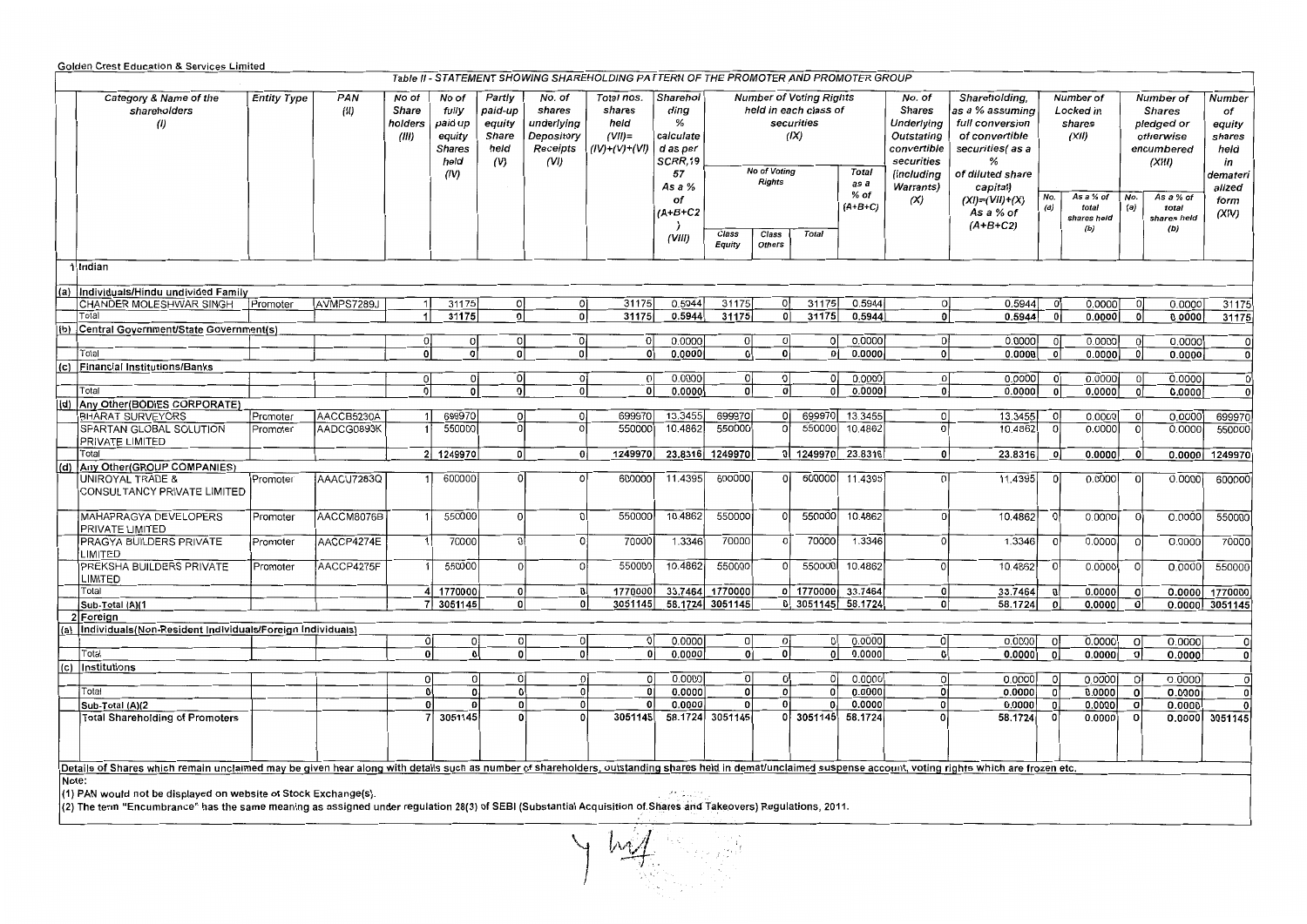Golden Crest Education & Services Limited

## Table II - STATEMENT SHOWING SHAREHOLDING PATTERN OF THE PROMOTER AND PROMOTER GROUP

| | Category & Name of the shareholders (I) | Entity Type | PAN (II) | No of Share holders (III) | No of fully paid up equity Shares held (IV) | Partly paid-up equity Share held (V) | No. of shares underlying Depository Receipts (VI) | Total nos. shares held (VII)= (IV)+(V)+(VI) | Shareholding % calculated as per SCRR,1957 As a % of (A+B+C2) (VIII) | Number of Voting Rights held in each class of securities (IX) | | | | No. of Shares Underlying Outstating convertible securities (including Warrants) (X) | Shareholding, as a % assuming full conversion of convertible securities( as a % of diluted share capital) (XI)=(VII)+(X) As a % of (A+B+C2) | Number of Locked in shares (XII) | | Number of Shares pledged or otherwise encumbered (XIII) | | Number of equity shares held in demateri alized form (XIV) |
|---|---|---|---|---|---|---|---|---|---|---|---|---|---|---|---|---|---|---|---|---|
| | | | | | | | | | | No of Voting Rights | | | Total as a % of (A+B+C) | | | No. (a) | As a % of total shares held (b) | No. (a) | As a % of total shares held (b) | |
| | | | | | | | | | | Class Equity | Class Others | Total | | | | | | | | |
| 1 | Indian | | | | | | | | | | | | | | | | | | | |
| (a) | Individuals/Hindu undivided Family | | | | | | | | | | | | | | | | | | | |
| | CHANDER MOLESHWAR SINGH | Promoter | AVMPS7289J | 1 | 31175 | 0 | 0 | 31175 | 0.5944 | 31175 | 0 | 31175 | 0.5944 | 0 | 0.5944 | 0 | 0.0000 | 0 | 0.0000 | 31175 |
| | Total | | | 1 | 31175 | 0 | 0 | 31175 | 0.5944 | 31175 | 0 | 31175 | 0.5944 | 0 | 0.5944 | 0 | 0.0000 | 0 | 0.0000 | 31175 |
| (b) | Central Government/State Government(s) | | | | | | | | | | | | | | | | | | | |
| | | | | 0 | 0 | 0 | 0 | 0 | 0.0000 | 0 | 0 | 0 | 0.0000 | 0 | 0.0000 | 0 | 0.0000 | 0 | 0.0000 | 0 |
| | Total | | | 0 | 0 | 0 | 0 | 0 | 0.0000 | 0 | 0 | 0 | 0.0000 | 0 | 0.0000 | 0 | 0.0000 | 0 | 0.0000 | 0 |
| (c) | Financial Institutions/Banks | | | | | | | | | | | | | | | | | | | |
| | | | | 0 | 0 | 0 | 0 | 0 | 0.0000 | 0 | 0 | 0 | 0.0000 | 0 | 0.0000 | 0 | 0.0000 | 0 | 0.0000 | 0 |
| | Total | | | 0 | 0 | 0 | 0 | 0 | 0.0000 | 0 | 0 | 0 | 0.0000 | 0 | 0.0000 | 0 | 0.0000 | 0 | 0.0000 | 0 |
| (d) | Any Other(BODIES CORPORATE) | | | | | | | | | | | | | | | | | | | |
| | BHARAT SURVEYORS | Promoter | AACCB5230A | 1 | 699970 | 0 | 0 | 699970 | 13.3455 | 699970 | 0 | 699970 | 13.3455 | 0 | 13.3455 | 0 | 0.0000 | 0 | 0.0000 | 699970 |
| | SPARTAN GLOBAL SOLUTION PRIVATE LIMITED | Promoter | AADCG0893K | 1 | 550000 | 0 | 0 | 550000 | 10.4862 | 550000 | 0 | 550000 | 10.4862 | 0 | 10.4862 | 0 | 0.0000 | 0 | 0.0000 | 550000 |
| | Total | | | 2 | 1249970 | 0 | 0 | 1249970 | 23.8316 | 1249970 | 0 | 1249970 | 23.8316 | 0 | 23.8316 | 0 | 0.0000 | 0 | 0.0000 | 1249970 |
| (d) | Any Other(GROUP COMPANIES) | | | | | | | | | | | | | | | | | | | |
| | UNIROYAL TRADE & CONSULTANCY PRIVATE LIMITED | Promoter | AAACU7283Q | 1 | 600000 | 0 | 0 | 600000 | 11.4395 | 600000 | 0 | 600000 | 11.4395 | 0 | 11.4395 | 0 | 0.0000 | 0 | 0.0000 | 600000 |
| | MAHAPRAGYA DEVELOPERS PRIVATE LIMITED | Promoter | AACCM8076B | 1 | 550000 | 0 | 0 | 550000 | 10.4862 | 550000 | 0 | 550000 | 10.4862 | 0 | 10.4862 | 0 | 0.0000 | 0 | 0.0000 | 550000 |
| | PRAGYA BUILDERS PRIVATE LIMITED | Promoter | AACCP4274E | 1 | 70000 | 0 | 0 | 70000 | 1.3346 | 70000 | 0 | 70000 | 1.3346 | 0 | 1.3346 | 0 | 0.0000 | 0 | 0.0000 | 70000 |
| | PREKSHA BUILDERS PRIVATE LIMITED | Promoter | AACCP4275F | 1 | 550000 | 0 | 0 | 550000 | 10.4862 | 550000 | 0 | 550000 | 10.4862 | 0 | 10.4862 | 0 | 0.0000 | 0 | 0.0000 | 550000 |
| | Total | | | 4 | 1770000 | 0 | 0 | 1770000 | 33.7464 | 1770000 | 0 | 1770000 | 33.7464 | 0 | 33.7464 | 0 | 0.0000 | 0 | 0.0000 | 1770000 |
| | Sub-Total (A)(1 | | | 7 | 3051145 | 0 | 0 | 3051145 | 58.1724 | 3051145 | 0 | 3051145 | 58.1724 | 0 | 58.1724 | 0 | 0.0000 | 0 | 0.0000 | 3051145 |
| 2 | Foreign | | | | | | | | | | | | | | | | | | | |
| (a) | Individuals(Non-Resident Individuals/Foreign Individuals) | | | | | | | | | | | | | | | | | | | |
| | | | | 0 | 0 | 0 | 0 | 0 | 0.0000 | 0 | 0 | 0 | 0.0000 | 0 | 0.0000 | 0 | 0.0000 | 0 | 0.0000 | 0 |
| | Total | | | 0 | 0 | 0 | 0 | 0 | 0.0000 | 0 | 0 | 0 | 0.0000 | 0 | 0.0000 | 0 | 0.0000 | 0 | 0.0000 | 0 |
| (c) | Institutions | | | | | | | | | | | | | | | | | | | |
| | | | | 0 | 0 | 0 | 0 | 0 | 0.0000 | 0 | 0 | 0 | 0.0000 | 0 | 0.0000 | 0 | 0.0000 | 0 | 0.0000 | 0 |
| | Total | | | 0 | 0 | 0 | 0 | 0 | 0.0000 | 0 | 0 | 0 | 0.0000 | 0 | 0.0000 | 0 | 0.0000 | 0 | 0.0000 | 0 |
| | Sub-Total (A)(2 | | | 0 | 0 | 0 | 0 | 0 | 0.0000 | 0 | 0 | 0 | 0.0000 | 0 | 0.0000 | 0 | 0.0000 | 0 | 0.0000 | 0 |
| | Total Shareholding of Promoters | | | 7 | 3051145 | 0 | 0 | 3051145 | 58.1724 | 3051145 | 0 | 3051145 | 58.1724 | 0 | 58.1724 | 0 | 0.0000 | 0 | 0.0000 | 3051145 |

Details of Shares which remain unclaimed may be given hear along with details such as number of shareholders, outstanding shares held in demat/unclaimed suspense account, voting rights which are frozen etc.

Note:

(1) PAN would not be displayed on website of Stock Exchange(s).

(2) The term "Encumbrance" has the same meaning as assigned under regulation 28(3) of SEBI (Substantial Acquisition of Shares and Takeovers) Regulations, 2011.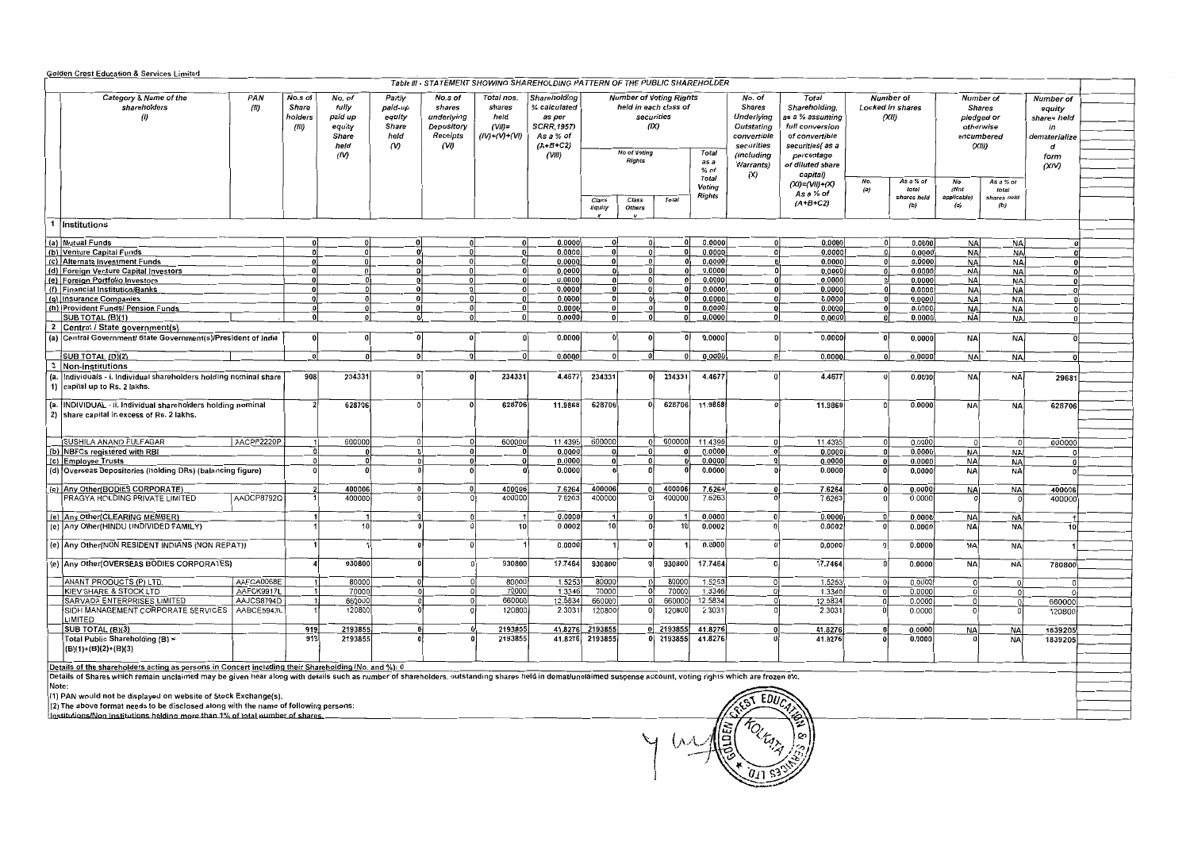Golden Crest Education & Services Limited

## Table III - STATEMENT SHOWING SHAREHOLDING PATTERN OF THE PUBLIC SHAREHOLDER

| | Category & Name of the shareholders (I) | PAN (II) | No.s of Share holders (III) | No. of fully paid up equity Share held (IV) | Partly paid-up equity Share held (V) | No.s of shares underlying Depository Receipts (VI) | Total nos. shares held (VII)= (IV)+(V)+(VI) | Shareholding % calculated as per SCRR,1957) As a % of (A+B+C2) (VIII) | Number of Voting Rights held in each class of securities (IX) | | | | No. of Shares Underlying Outstating convertible securities (including Warrants) (X) | Total Shareholding, as a % assuming full conversion of convertible securities( as a percentage of diluted share capital) (XI)=(VII)+(X) As a % of (A+B+C2) | Number of Locked in shares (XII) | | Number of Shares pledged or otherwise encumbered (XIII) | | Number of equity shares held in dematerialized form (XIV) |
|---|---|---|---|---|---|---|---|---|---|---|---|---|---|---|---|---|---|---|---|
| | | | | | | | | | No of Voting Rights | | | Total as a % of Total Voting Rights | | | No. (a) | As a % of total shares held (b) | No. (Not applicable) (a) | As a % of total shares held (b) | |
| | | | | | | | | | Class Equity X | Class Others Y | Total | | | | | | | | |
| 1 | Institutions | | | | | | | | | | | | | | | | | | |
| (a) | Mutual Funds | | 0 | 0 | 0 | 0 | 0 | 0.0000 | 0 | 0 | 0 | 0.0000 | 0 | 0.0000 | 0 | 0.0000 | NA | NA | 0 |
| (b) | Venture Capital Funds | | 0 | 0 | 0 | 0 | 0 | 0.0000 | 0 | 0 | 0 | 0.0000 | 0 | 0.0000 | 0 | 0.0000 | NA | NA | 0 |
| (c) | Alternate Investment Funds | | 0 | 0 | 0 | 0 | 0 | 0.0000 | 0 | 0 | 0 | 0.0000 | 0 | 0.0000 | 0 | 0.0000 | NA | NA | 0 |
| (d) | Foreign Venture Capital Investors | | 0 | 0 | 0 | 0 | 0 | 0.0000 | 0 | 0 | 0 | 0.0000 | 0 | 0.0000 | 0 | 0.0000 | NA | NA | 0 |
| (e) | Foreign Portfolio Investors | | 0 | 0 | 0 | 0 | 0 | 0.0000 | 0 | 0 | 0 | 0.0000 | 0 | 0.0000 | 0 | 0.0000 | NA | NA | 0 |
| (f) | Financial Institution/Banks | | 0 | 0 | 0 | 0 | 0 | 0.0000 | 0 | 0 | 0 | 0.0000 | 0 | 0.0000 | 0 | 0.0000 | NA | NA | 0 |
| (g) | Insurance Companies | | 0 | 0 | 0 | 0 | 0 | 0.0000 | 0 | 0 | 0 | 0.0000 | 0 | 0.0000 | 0 | 0.0000 | NA | NA | 0 |
| (h) | Provident Funds/ Pension Funds | | 0 | 0 | 0 | 0 | 0 | 0.0000 | 0 | 0 | 0 | 0.0000 | 0 | 0.0000 | 0 | 0.0000 | NA | NA | 0 |
| | SUB TOTAL (B)(1) | | 0 | 0 | 0 | 0 | 0 | 0.0000 | 0 | 0 | 0 | 0.0000 | 0 | 0.0000 | 0 | 0.0000 | NA | NA | 0 |
| 2 | Central / State government(s) | | | | | | | | | | | | | | | | | | |
| (a) | Central Government/ State Government(s)/President of India | | 0 | 0 | 0 | 0 | 0 | 0.0000 | 0 | 0 | 0 | 0.0000 | 0 | 0.0000 | 0 | 0.0000 | NA | NA | 0 |
| | SUB TOTAL (B)(2) | | 0 | 0 | 0 | 0 | 0 | 0.0000 | 0 | 0 | 0 | 0.0000 | 0 | 0.0000 | 0 | 0.0000 | NA | NA | 0 |
| 3 | Non-institutions | | | | | | | | | | | | | | | | | | |
| (a. 1) | Individuals - i. Individual shareholders holding nominal share capital up to Rs. 2 lakhs. | | 908 | 234331 | 0 | 0 | 234331 | 4.4677 | 234331 | 0 | 234331 | 4.4677 | 0 | 4.4677 | 0 | 0.0000 | NA | NA | 29681 |
| (a. 2) | INDIVIDUAL - ii. Individual shareholders holding nominal share capital in excess of Rs. 2 lakhs. | | 2 | 628706 | 0 | 0 | 628706 | 11.9868 | 628706 | 0 | 628706 | 11.9868 | 0 | 11.9868 | 0 | 0.0000 | NA | NA | 628706 |
| | SUSHILA ANAND FULFAGAR | AACPF2220P | 1 | 600000 | 0 | 0 | 600000 | 11.4395 | 600000 | 0 | 600000 | 11.4395 | 0 | 11.4395 | 0 | 0.0000 | 0 | 0 | 600000 |
| (b) | NBFCs registered with RBI | | 0 | 0 | 0 | 0 | 0 | 0.0000 | 0 | 0 | 0 | 0.0000 | 0 | 0.0000 | 0 | 0.0000 | NA | NA | 0 |
| (c) | Employee Trusts | | 0 | 0 | 0 | 0 | 0 | 0.0000 | 0 | 0 | 0 | 0.0000 | 0 | 0.0000 | 0 | 0.0000 | NA | NA | 0 |
| (d) | Overseas Depositories (holding DRs) (balancing figure) | | 0 | 0 | 0 | 0 | 0 | 0.0000 | 0 | 0 | 0 | 0.0000 | 0 | 0.0000 | 0 | 0.0000 | NA | NA | 0 |
| (e) | Any Other(BODIES CORPORATE) | | 2 | 400006 | 0 | 0 | 400006 | 7.6264 | 400006 | 0 | 400006 | 7.6264 | 0 | 7.6264 | 0 | 0.0000 | NA | NA | 400006 |
| | PRAGYA HOLDING PRIVATE LIMITED | AADCP8792Q | 1 | 400000 | 0 | 0 | 400000 | 7.6263 | 400000 | 0 | 400000 | 7.6263 | 0 | 7.6263 | 0 | 0.0000 | 0 | 0 | 400000 |
| (e) | Any Other(CLEARING MEMBER) | | 1 | 1 | 0 | 0 | 1 | 0.0000 | 1 | 0 | 1 | 0.0000 | 0 | 0.0000 | 0 | 0.0000 | NA | NA | 1 |
| (e) | Any Other(HINDU UNDIVIDED FAMILY) | | 1 | 10 | 0 | 0 | 10 | 0.0002 | 10 | 0 | 10 | 0.0002 | 0 | 0.0002 | 0 | 0.0000 | NA | NA | 10 |
| (e) | Any Other(NON RESIDENT INDIANS (NON REPAT)) | | 1 | 1 | 0 | 0 | 1 | 0.0000 | 1 | 0 | 1 | 0.0000 | 0 | 0.0000 | 0 | 0.0000 | NA | NA | 1 |
| (e) | Any Other(OVERSEAS BODIES CORPORATES) | | 4 | 930800 | 0 | 0 | 930800 | 17.7464 | 930800 | 0 | 930800 | 17.7464 | 0 | 17.7464 | 0 | 0.0000 | NA | NA | 780800 |
| | ANANT PRODUCTS (P) LTD. | AAFCA0068E | 1 | 80000 | 0 | 0 | 80000 | 1.5253 | 80000 | 0 | 80000 | 1.5253 | 0 | 1.5253 | 0 | 0.0000 | 0 | 0 | 0 |
| | KIEV SHARE & STOCK LTD | AAFCK9917L | 1 | 70000 | 0 | 0 | 70000 | 1.3346 | 70000 | 0 | 70000 | 1.3346 | 0 | 1.3346 | 0 | 0.0000 | 0 | 0 | 0 |
| | SARVADA ENTERPRISES LIMITED | AAJCS8794D | 1 | 660000 | 0 | 0 | 660000 | 12.5834 | 660000 | 0 | 660000 | 12.5834 | 0 | 12.5834 | 0 | 0.0000 | 0 | 0 | 660000 |
| | SIDH MANAGEMENT CORPORATE SERVICES LIMITED | AABCE5943L | 1 | 120800 | 0 | 0 | 120800 | 2.3031 | 120800 | 0 | 120800 | 2.3031 | 0 | 2.3031 | 0 | 0.0000 | 0 | 0 | 120800 |
| | SUB TOTAL (B)(3) | | 919 | 2193855 | 0 | 0 | 2193855 | 41.8276 | 2193855 | 0 | 2193855 | 41.8276 | 0 | 41.8276 | 0 | 0.0000 | NA | NA | 1839205 |
| | Total Public Shareholding (B) = (B)(1)+(B)(2)+(B)(3) | | 919 | 2193855 | 0 | 0 | 2193855 | 41.8276 | 2193855 | 0 | 2193855 | 41.8276 | 0 | 41.8276 | 0 | 0.0000 | 0 | NA | 1839205 |

Details of the shareholders acting as persons in Concert including their Shareholding (No. and %): 0

Details of Shares which remain unclaimed may be given hear along with details such as number of shareholders, outstanding shares held in demat/unclaimed suspense account, voting rights which are frozen etc.

Note:

(1) PAN would not be displayed on website of Stock Exchange(s).

(2) The above format needs to be disclosed along with the name of following persons:

Institutions/Non Institutions holding more than 1% of total number of shares.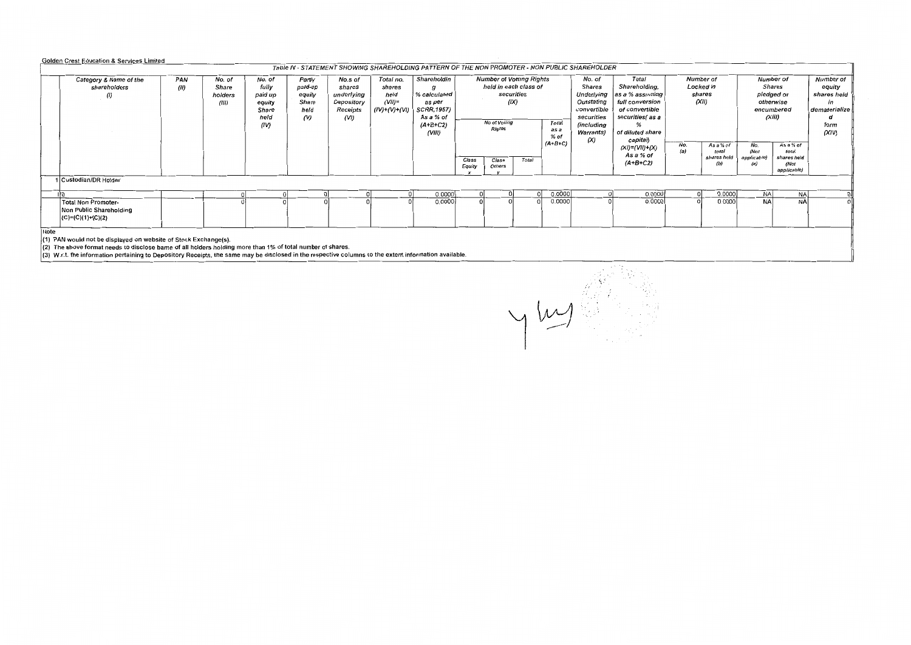Golden Crest Education & Services Limited

Table IV - STATEMENT SHOWING SHAREHOLDING PATTERN OF THE NON PROMOTER - NON PUBLIC SHAREHOLDER

| | Category & Name of the shareholders (I) | PAN (II) | No. of Share holders (III) | No. of fully paid up equity Share held (IV) | Partly paid-up equity Share held (V) | No.s of shares underlying Depository Receipts (VI) | Total no. shares held (VII)= (IV)+(V)+(VI) | Shareholding % calculated as per SCRR,1957) As a % of (A+B+C2) (VIII) | Number of Voting Rights held in each class of securities (IX) | | | | No. of Shares Underlying Outstating convertible securities (including Warrants) (X) | Total Shareholding, as a % assuming full conversion of convertible securities( as a % of diluted share capital) (XI)=(VII)+(X) As a % of (A+B+C2) | Number of Locked in shares (XII) | | Number of Shares pledged or otherwise encumbered (XIII) | | Number of equity shares held in dematerialized form (XIV) |
|---|---|---|---|---|---|---|---|---|---|---|---|---|---|---|---|---|---|---|---|
| | | | | | | | | | No of Voting Rights | | | Total as a % of (A+B+C) | | | No. (a) | As a % of total shares held (b) | No. (Not applicable) (a) | As a % of total shares held (Not applicable) | |
| | | | | | | | | | Class Equity x | Class Others y | Total | | | | | | | | |
| 1 | Custodian/DR Holder | | | | | | | | | | | | | | | | | | |
| | NA | | 0 | 0 | 0 | 0 | 0 | 0.0000 | 0 | 0 | 0 | 0.0000 | 0 | 0.0000 | 0 | 0.0000 | NA | NA | 0 |
| | Total Non Promoter- Non Public Shareholding (C)=(C)(1)+(C)(2) | | 0 | 0 | 0 | 0 | 0 | 0.0000 | 0 | 0 | 0 | 0.0000 | 0 | 0.0000 | 0 | 0.0000 | NA | NA | 0 |

Note

(1) PAN would not be displayed on website of Stock Exchange(s).

(2) The above format needs to disclose bame of all holders holding more than 1% of total number of shares.

(3) W.r.t. the information pertaining to Depository Receipts, the same may be disclosed in the respective columns to the extent information available.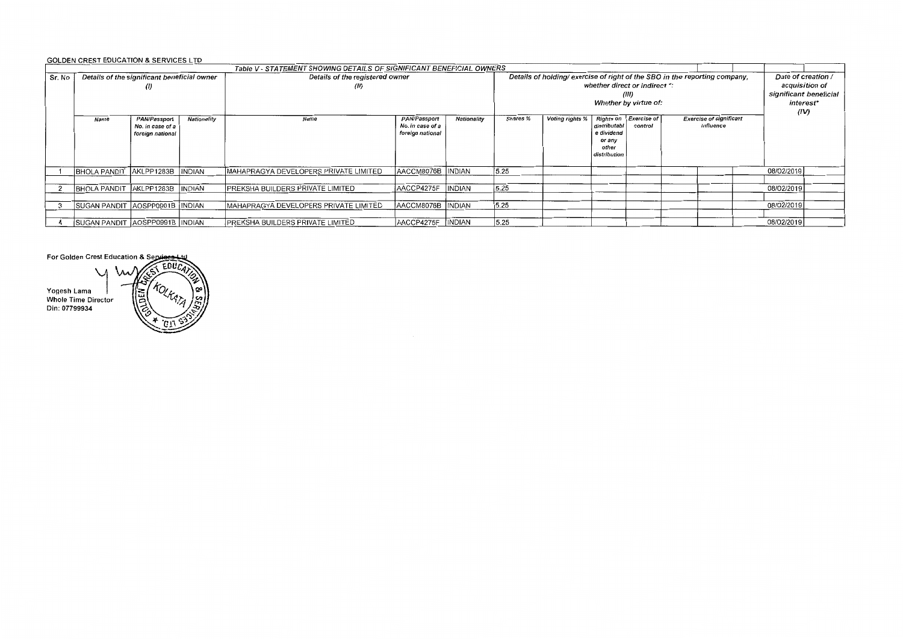GOLDEN CREST EDUCATION & SERVICES LTD

## *Table V - STATEMENT SHOWING DETAILS OF SIGNIFICANT BENEFICIAL OWNERS*

| Sr. No | *Details of the significant beneficial owner (I)* | | | *Details of the registered owner (II)* | | | *Details of holding/ exercise of right of the SBO in the reporting company, whether direct or indirect \*: (III) Whether by virtue of:* | | | | | *Date of creation / acquisition of significant beneficial interest\* (IV)* |
|---|---|---|---|---|---|---|---|---|---|---|---|---|
| | *Name* | *PAN/Passport No. in case of a foreign national* | *Nationality* | *Name* | *PAN/Passport No. in case of a foreign national* | *Nationality* | *Shares %* | *Voting rights %* | *Rights on distributable dividend or any other distribution* | *Exercise of control* | *Exercise of significant influence* | |
| 1 | BHOLA PANDIT | AKLPP1283B | INDIAN | MAHAPRAGYA DEVELOPERS PRIVATE LIMITED | AACCM8076B | INDIAN | 5.25 | | | | | 08/02/2019 |
| 2 | BHOLA PANDIT | AKLPP1283B | INDIAN | PREKSHA BUILDERS PRIVATE LIMITED | AACCP4275F | INDIAN | 5.25 | | | | | 08/02/2019 |
| 3 | SUGAN PANDIT | AOSPP0991B | INDIAN | MAHAPRAGYA DEVELOPERS PRIVATE LIMITED | AACCM8076B | INDIAN | 5.25 | | | | | 08/02/2019 |
| 4 | SUGAN PANDIT | AOSPP0991B | INDIAN | PREKSHA BUILDERS PRIVATE LIMITED | AACCP4275F | INDIAN | 5.25 | | | | | 08/02/2019 |

For Golden Crest Education & Services Ltd

Yogesh Lama
Whole Time Director
Din: 07799934